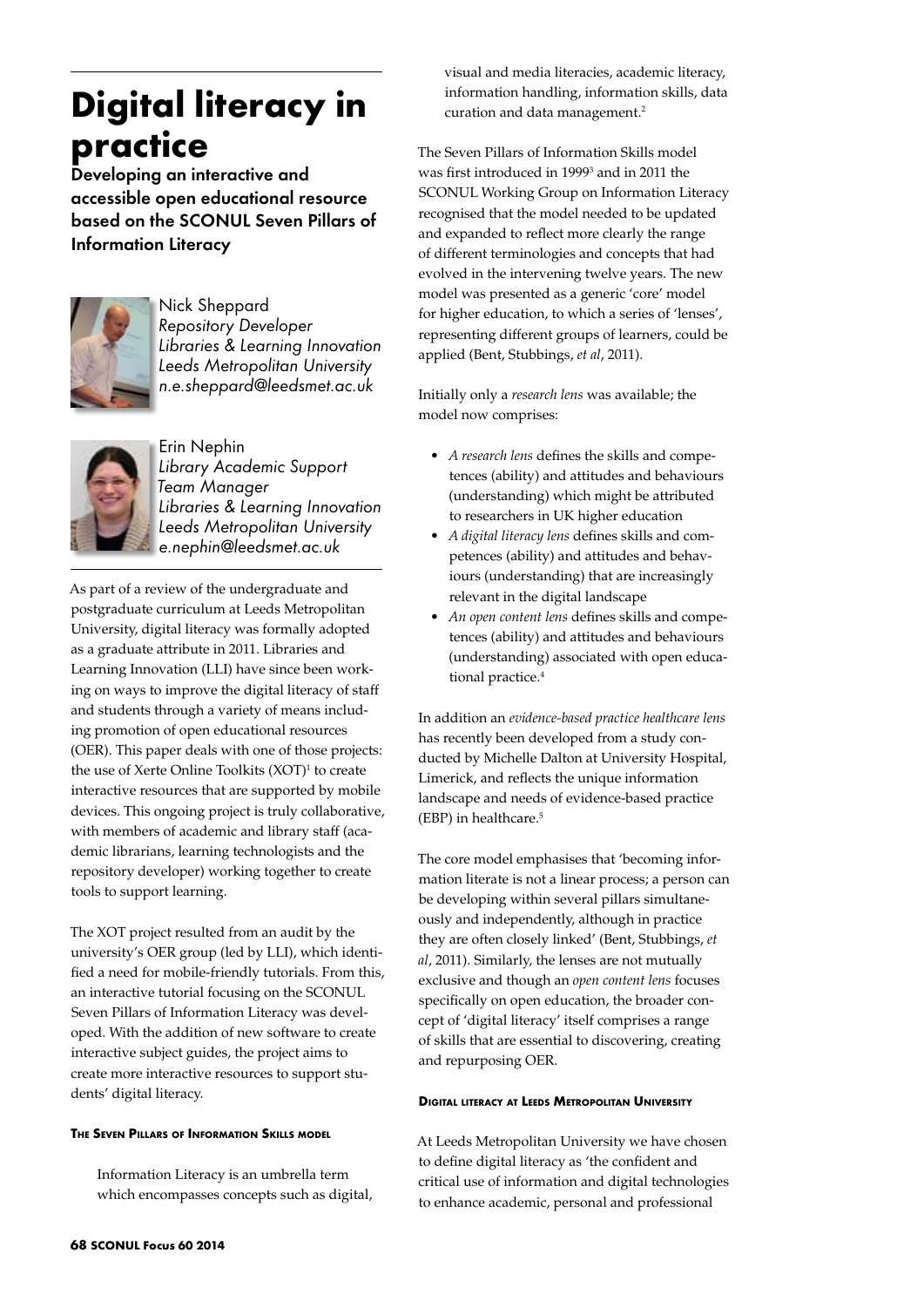# Digital literacy in practice

## Developing an interactive and accessible open educational resource based on the SCONUL Seven Pillars of Information Literacy

Nick Sheppard
*Repository Developer*
*Libraries & Learning Innovation*
*Leeds Metropolitan University*
*n.e.sheppard@leedsmet.ac.uk*

Erin Nephin
*Library Academic Support Team Manager*
*Libraries & Learning Innovation*
*Leeds Metropolitan University*
*e.nephin@leedsmet.ac.uk*

As part of a review of the undergraduate and postgraduate curriculum at Leeds Metropolitan University, digital literacy was formally adopted as a graduate attribute in 2011. Libraries and Learning Innovation (LLI) have since been working on ways to improve the digital literacy of staff and students through a variety of means including promotion of open educational resources (OER). This paper deals with one of those projects: the use of Xerte Online Toolkits (XOT)[1] to create interactive resources that are supported by mobile devices. This ongoing project is truly collaborative, with members of academic and library staff (academic librarians, learning technologists and the repository developer) working together to create tools to support learning.

The XOT project resulted from an audit by the university's OER group (led by LLI), which identified a need for mobile-friendly tutorials. From this, an interactive tutorial focusing on the SCONUL Seven Pillars of Information Literacy was developed. With the addition of new software to create interactive subject guides, the project aims to create more interactive resources to support students' digital literacy.

#### The Seven Pillars of Information Skills model

> Information Literacy is an umbrella term which encompasses concepts such as digital, visual and media literacies, academic literacy, information handling, information skills, data curation and data management.[2]

The Seven Pillars of Information Skills model was first introduced in 1999[3] and in 2011 the SCONUL Working Group on Information Literacy recognised that the model needed to be updated and expanded to reflect more clearly the range of different terminologies and concepts that had evolved in the intervening twelve years. The new model was presented as a generic 'core' model for higher education, to which a series of 'lenses', representing different groups of learners, could be applied (Bent, Stubbings, *et al*, 2011).

Initially only a *research lens* was available; the model now comprises:

- *A research lens* defines the skills and competences (ability) and attitudes and behaviours (understanding) which might be attributed to researchers in UK higher education
- *A digital literacy lens* defines skills and competences (ability) and attitudes and behaviours (understanding) that are increasingly relevant in the digital landscape
- *An open content lens* defines skills and competences (ability) and attitudes and behaviours (understanding) associated with open educational practice.[4]

In addition an *evidence-based practice healthcare lens* has recently been developed from a study conducted by Michelle Dalton at University Hospital, Limerick, and reflects the unique information landscape and needs of evidence-based practice (EBP) in healthcare.[5]

The core model emphasises that 'becoming information literate is not a linear process; a person can be developing within several pillars simultaneously and independently, although in practice they are often closely linked' (Bent, Stubbings, *et al*, 2011). Similarly, the lenses are not mutually exclusive and though an *open content lens* focuses specifically on open education, the broader concept of 'digital literacy' itself comprises a range of skills that are essential to discovering, creating and repurposing OER.

#### Digital literacy at Leeds Metropolitan University

At Leeds Metropolitan University we have chosen to define digital literacy as 'the confident and critical use of information and digital technologies to enhance academic, personal and professional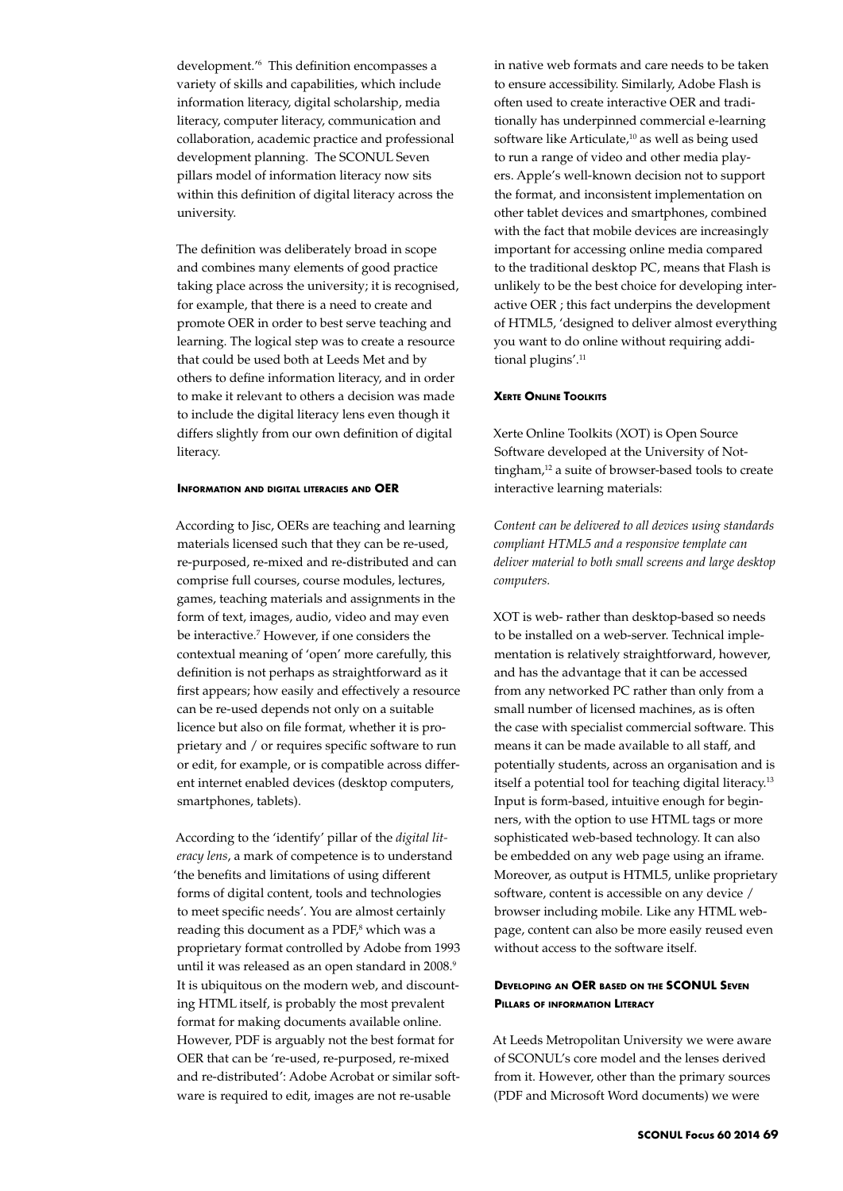development.'[6] This definition encompasses a variety of skills and capabilities, which include information literacy, digital scholarship, media literacy, computer literacy, communication and collaboration, academic practice and professional development planning. The SCONUL Seven pillars model of information literacy now sits within this definition of digital literacy across the university.

The definition was deliberately broad in scope and combines many elements of good practice taking place across the university; it is recognised, for example, that there is a need to create and promote OER in order to best serve teaching and learning. The logical step was to create a resource that could be used both at Leeds Met and by others to define information literacy, and in order to make it relevant to others a decision was made to include the digital literacy lens even though it differs slightly from our own definition of digital literacy.

#### Information and digital literacies and OER

According to Jisc, OERs are teaching and learning materials licensed such that they can be re-used, re-purposed, re-mixed and re-distributed and can comprise full courses, course modules, lectures, games, teaching materials and assignments in the form of text, images, audio, video and may even be interactive.[7] However, if one considers the contextual meaning of 'open' more carefully, this definition is not perhaps as straightforward as it first appears; how easily and effectively a resource can be re-used depends not only on a suitable licence but also on file format, whether it is proprietary and / or requires specific software to run or edit, for example, or is compatible across different internet enabled devices (desktop computers, smartphones, tablets).

According to the 'identify' pillar of the *digital literacy lens*, a mark of competence is to understand 'the benefits and limitations of using different forms of digital content, tools and technologies to meet specific needs'. You are almost certainly reading this document as a PDF,[8] which was a proprietary format controlled by Adobe from 1993 until it was released as an open standard in 2008.[9] It is ubiquitous on the modern web, and discounting HTML itself, is probably the most prevalent format for making documents available online. However, PDF is arguably not the best format for OER that can be 're-used, re-purposed, re-mixed and re-distributed': Adobe Acrobat or similar software is required to edit, images are not re-usable in native web formats and care needs to be taken to ensure accessibility. Similarly, Adobe Flash is often used to create interactive OER and traditionally has underpinned commercial e-learning software like Articulate,[10] as well as being used to run a range of video and other media players. Apple's well-known decision not to support the format, and inconsistent implementation on other tablet devices and smartphones, combined with the fact that mobile devices are increasingly important for accessing online media compared to the traditional desktop PC, means that Flash is unlikely to be the best choice for developing interactive OER ; this fact underpins the development of HTML5, 'designed to deliver almost everything you want to do online without requiring additional plugins'.[11]

#### Xerte Online Toolkits

Xerte Online Toolkits (XOT) is Open Source Software developed at the University of Nottingham,[12] a suite of browser-based tools to create interactive learning materials:

*Content can be delivered to all devices using standards compliant HTML5 and a responsive template can deliver material to both small screens and large desktop computers.*

XOT is web- rather than desktop-based so needs to be installed on a web-server. Technical implementation is relatively straightforward, however, and has the advantage that it can be accessed from any networked PC rather than only from a small number of licensed machines, as is often the case with specialist commercial software. This means it can be made available to all staff, and potentially students, across an organisation and is itself a potential tool for teaching digital literacy.[13] Input is form-based, intuitive enough for beginners, with the option to use HTML tags or more sophisticated web-based technology. It can also be embedded on any web page using an iframe. Moreover, as output is HTML5, unlike proprietary software, content is accessible on any device / browser including mobile. Like any HTML webpage, content can also be more easily reused even without access to the software itself.

#### Developing an OER based on the SCONUL Seven Pillars of information Literacy

At Leeds Metropolitan University we were aware of SCONUL's core model and the lenses derived from it. However, other than the primary sources (PDF and Microsoft Word documents) we were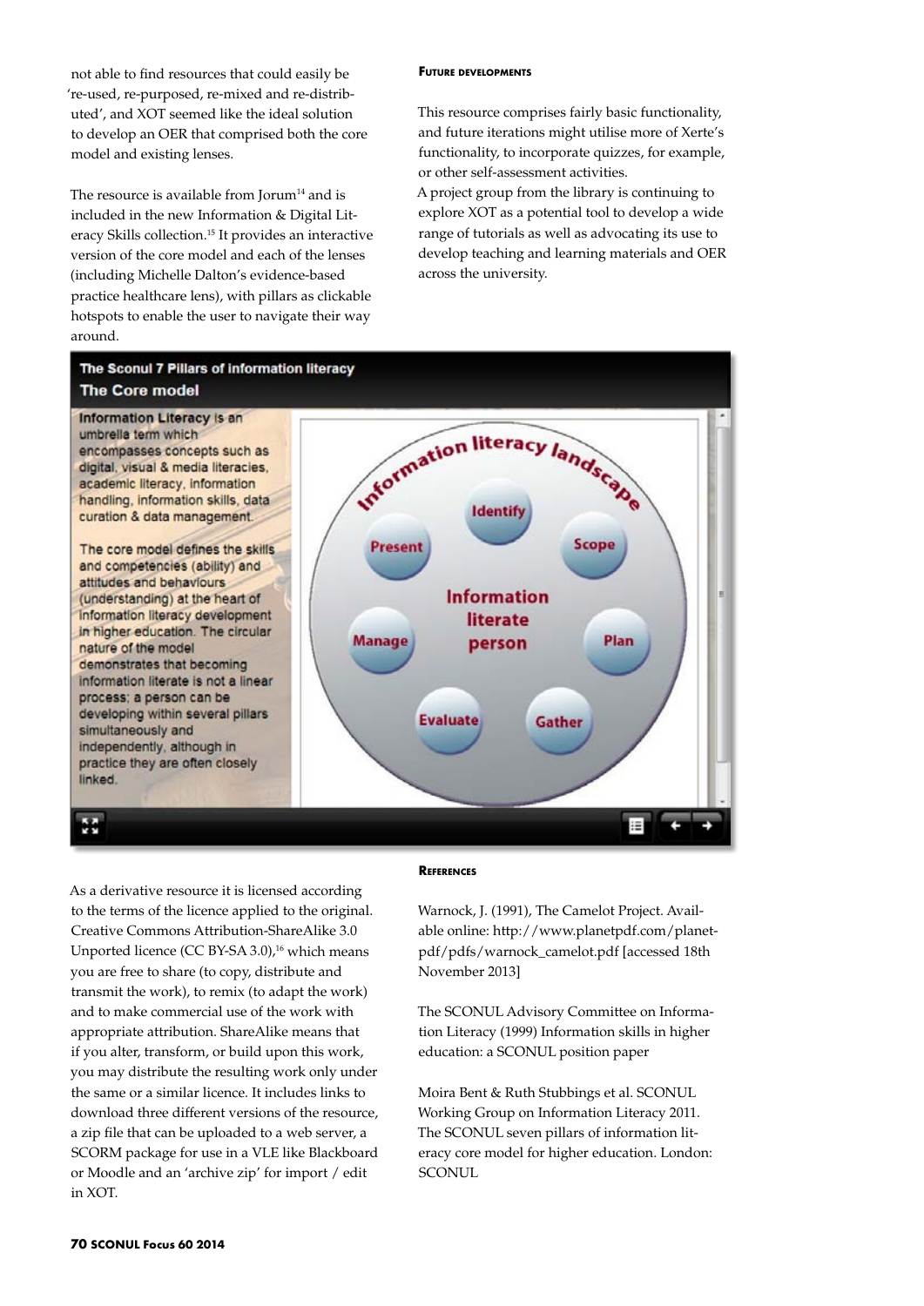not able to find resources that could easily be 're-used, re-purposed, re-mixed and re-distributed', and XOT seemed like the ideal solution to develop an OER that comprised both the core model and existing lenses.

The resource is available from Jorum[14] and is included in the new Information & Digital Literacy Skills collection.[15] It provides an interactive version of the core model and each of the lenses (including Michelle Dalton's evidence-based practice healthcare lens), with pillars as clickable hotspots to enable the user to navigate their way around.

## Future developments

This resource comprises fairly basic functionality, and future iterations might utilise more of Xerte's functionality, to incorporate quizzes, for example, or other self-assessment activities.

A project group from the library is continuing to explore XOT as a potential tool to develop a wide range of tutorials as well as advocating its use to develop teaching and learning materials and OER across the university.

**The Sconul 7 Pillars of information literacy**
**The Core model**

**Information Literacy** is an umbrella term which encompasses concepts such as digital, visual & media literacies, academic literacy, information handling, information skills, data curation & data management.

The core model defines the skills and competencies (ability) and attitudes and behaviours (understanding) at the heart of information literacy development in higher education. The circular nature of the model demonstrates that becoming information literate is not a linear process; a person can be developing within several pillars simultaneously and independently, although in practice they are often closely linked.

Information literacy landscape — Identify, Scope, Plan, Gather, Evaluate, Manage, Present — Information literate person

As a derivative resource it is licensed according to the terms of the licence applied to the original. Creative Commons Attribution-ShareAlike 3.0 Unported licence (CC BY-SA 3.0),[16] which means you are free to share (to copy, distribute and transmit the work), to remix (to adapt the work) and to make commercial use of the work with appropriate attribution. ShareAlike means that if you alter, transform, or build upon this work, you may distribute the resulting work only under the same or a similar licence. It includes links to download three different versions of the resource, a zip file that can be uploaded to a web server, a SCORM package for use in a VLE like Blackboard or Moodle and an 'archive zip' for import / edit in XOT.

## References

Warnock, J. (1991), The Camelot Project. Available online: http://www.planetpdf.com/planetpdf/pdfs/warnock_camelot.pdf [accessed 18th November 2013]

The SCONUL Advisory Committee on Information Literacy (1999) Information skills in higher education: a SCONUL position paper

Moira Bent & Ruth Stubbings et al. SCONUL Working Group on Information Literacy 2011. The SCONUL seven pillars of information literacy core model for higher education. London: SCONUL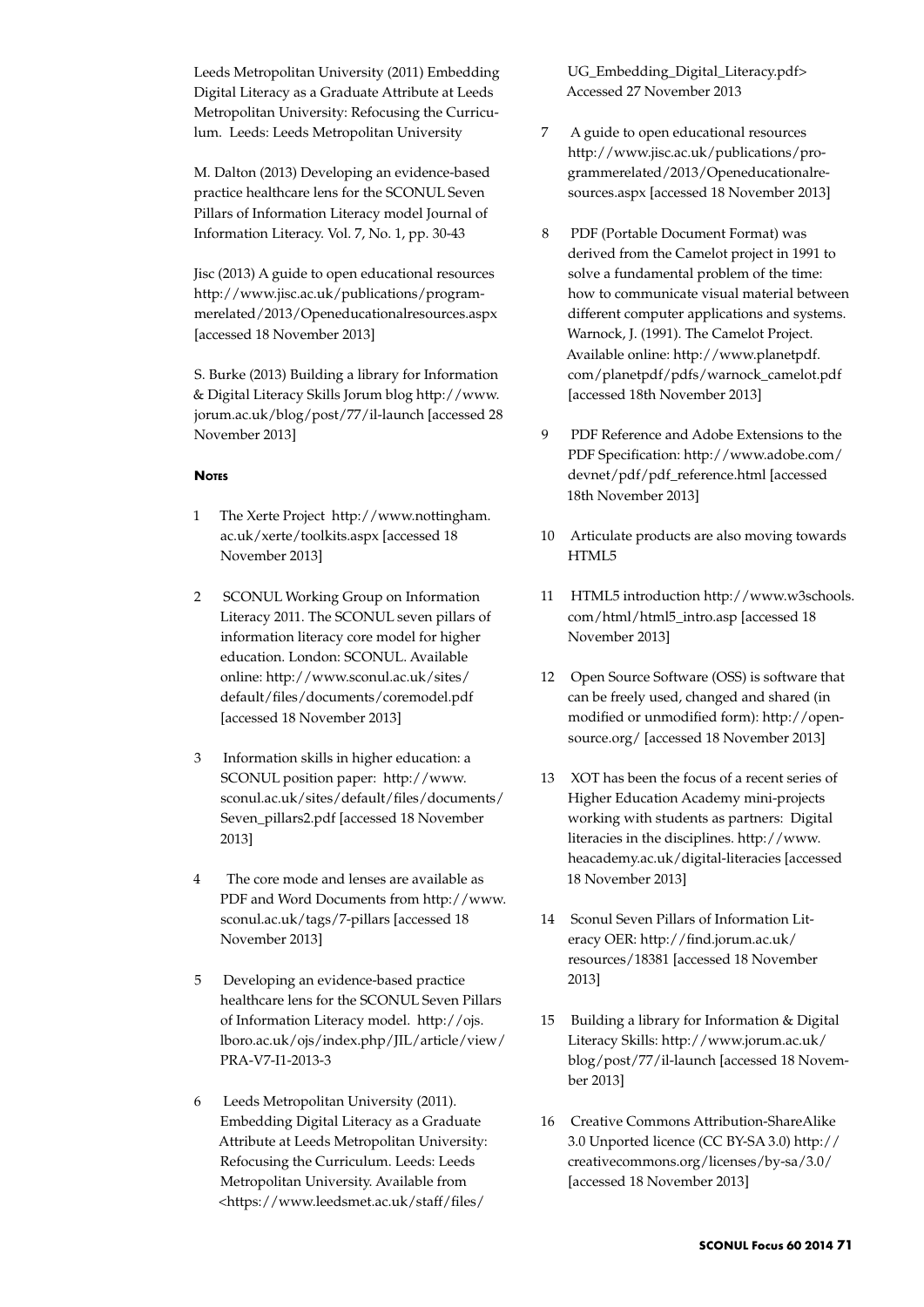Leeds Metropolitan University (2011) Embedding Digital Literacy as a Graduate Attribute at Leeds Metropolitan University: Refocusing the Curriculum. Leeds: Leeds Metropolitan University

M. Dalton (2013) Developing an evidence-based practice healthcare lens for the SCONUL Seven Pillars of Information Literacy model Journal of Information Literacy. Vol. 7, No. 1, pp. 30-43

Jisc (2013) A guide to open educational resources http://www.jisc.ac.uk/publications/programmerelated/2013/Openeducationalresources.aspx [accessed 18 November 2013]

S. Burke (2013) Building a library for Information & Digital Literacy Skills Jorum blog http://www.jorum.ac.uk/blog/post/77/il-launch [accessed 28 November 2013]

**Notes**

1. The Xerte Project http://www.nottingham.ac.uk/xerte/toolkits.aspx [accessed 18 November 2013]

2. SCONUL Working Group on Information Literacy 2011. The SCONUL seven pillars of information literacy core model for higher education. London: SCONUL. Available online: http://www.sconul.ac.uk/sites/default/files/documents/coremodel.pdf [accessed 18 November 2013]

3. Information skills in higher education: a SCONUL position paper: http://www.sconul.ac.uk/sites/default/files/documents/Seven_pillars2.pdf [accessed 18 November 2013]

4. The core mode and lenses are available as PDF and Word Documents from http://www.sconul.ac.uk/tags/7-pillars [accessed 18 November 2013]

5. Developing an evidence-based practice healthcare lens for the SCONUL Seven Pillars of Information Literacy model. http://ojs.lboro.ac.uk/ojs/index.php/JIL/article/view/PRA-V7-I1-2013-3

6. Leeds Metropolitan University (2011). Embedding Digital Literacy as a Graduate Attribute at Leeds Metropolitan University: Refocusing the Curriculum. Leeds: Leeds Metropolitan University. Available from <https://www.leedsmet.ac.uk/staff/files/UG_Embedding_Digital_Literacy.pdf> Accessed 27 November 2013

7. A guide to open educational resources http://www.jisc.ac.uk/publications/programmerelated/2013/Openeducationalresources.aspx [accessed 18 November 2013]

8. PDF (Portable Document Format) was derived from the Camelot project in 1991 to solve a fundamental problem of the time: how to communicate visual material between different computer applications and systems. Warnock, J. (1991). The Camelot Project. Available online: http://www.planetpdf.com/planetpdf/pdfs/warnock_camelot.pdf [accessed 18th November 2013]

9. PDF Reference and Adobe Extensions to the PDF Specification: http://www.adobe.com/devnet/pdf/pdf_reference.html [accessed 18th November 2013]

10. Articulate products are also moving towards HTML5

11. HTML5 introduction http://www.w3schools.com/html/html5_intro.asp [accessed 18 November 2013]

12. Open Source Software (OSS) is software that can be freely used, changed and shared (in modified or unmodified form): http://opensource.org/ [accessed 18 November 2013]

13. XOT has been the focus of a recent series of Higher Education Academy mini-projects working with students as partners: Digital literacies in the disciplines. http://www.heacademy.ac.uk/digital-literacies [accessed 18 November 2013]

14. Sconul Seven Pillars of Information Literacy OER: http://find.jorum.ac.uk/resources/18381 [accessed 18 November 2013]

15. Building a library for Information & Digital Literacy Skills: http://www.jorum.ac.uk/blog/post/77/il-launch [accessed 18 November 2013]

16. Creative Commons Attribution-ShareAlike 3.0 Unported licence (CC BY-SA 3.0) http://creativecommons.org/licenses/by-sa/3.0/ [accessed 18 November 2013]